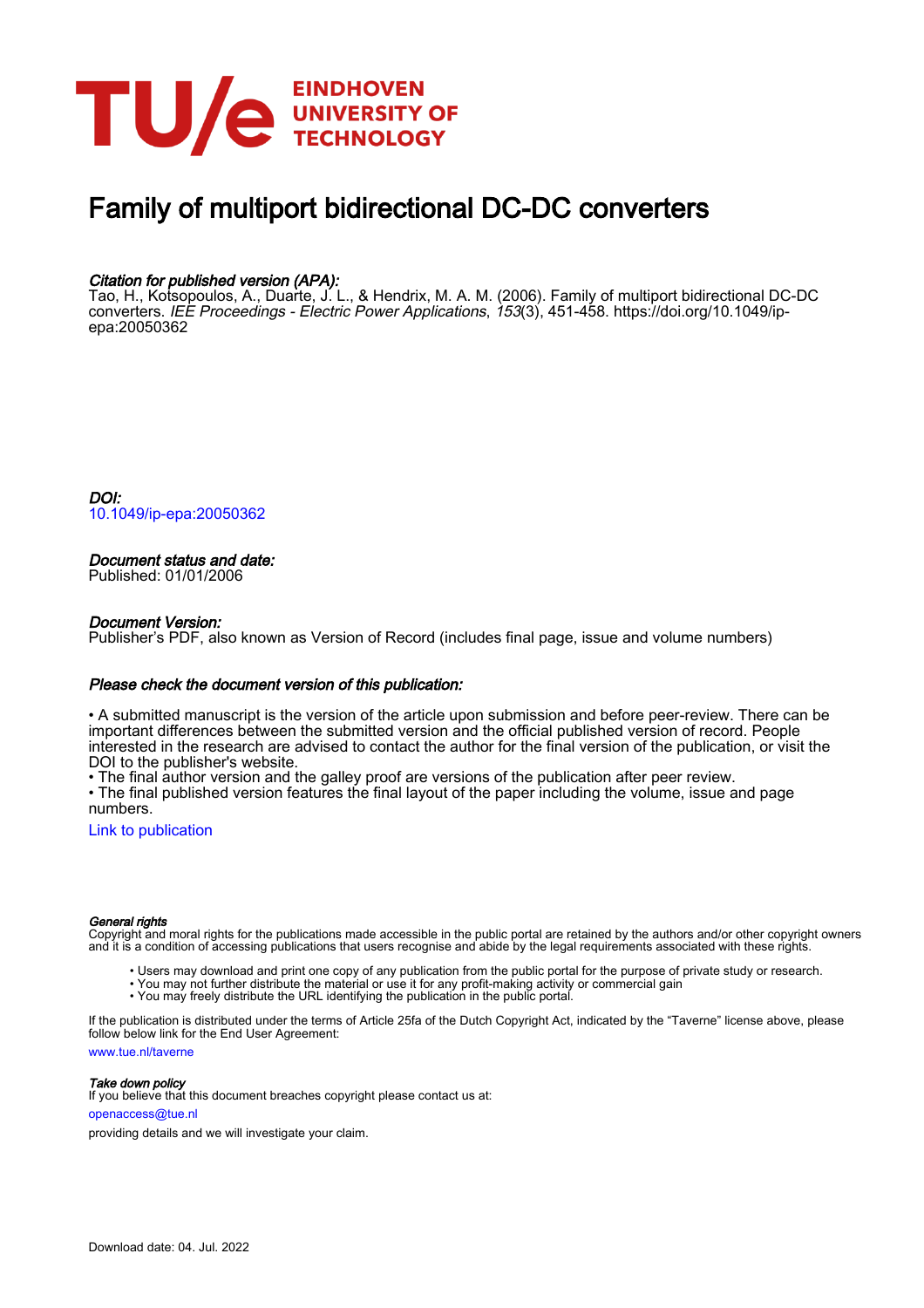EINDHOVEN UNIVERSITY OF TECHNOLOGY

# Family of multiport bidirectional DC-DC converters

***Citation for published version (APA):***

Tao, H., Kotsopoulos, A., Duarte, J. L., & Hendrix, M. A. M. (2006). Family of multiport bidirectional DC-DC converters. *IEE Proceedings - Electric Power Applications*, *153*(3), 451-458. https://doi.org/10.1049/ip-epa:20050362

***DOI:***

10.1049/ip-epa:20050362

***Document status and date:***

Published: 01/01/2006

***Document Version:***

Publisher's PDF, also known as Version of Record (includes final page, issue and volume numbers)

***Please check the document version of this publication:***

• A submitted manuscript is the version of the article upon submission and before peer-review. There can be important differences between the submitted version and the official published version of record. People interested in the research are advised to contact the author for the final version of the publication, or visit the DOI to the publisher's website.
• The final author version and the galley proof are versions of the publication after peer review.
• The final published version features the final layout of the paper including the volume, issue and page numbers.

Link to publication

***General rights***

Copyright and moral rights for the publications made accessible in the public portal are retained by the authors and/or other copyright owners and it is a condition of accessing publications that users recognise and abide by the legal requirements associated with these rights.

• Users may download and print one copy of any publication from the public portal for the purpose of private study or research.
• You may not further distribute the material or use it for any profit-making activity or commercial gain
• You may freely distribute the URL identifying the publication in the public portal.

If the publication is distributed under the terms of Article 25fa of the Dutch Copyright Act, indicated by the "Taverne" license above, please follow below link for the End User Agreement:

www.tue.nl/taverne

***Take down policy***

If you believe that this document breaches copyright please contact us at:

openaccess@tue.nl

providing details and we will investigate your claim.

Download date: 04. Jul. 2022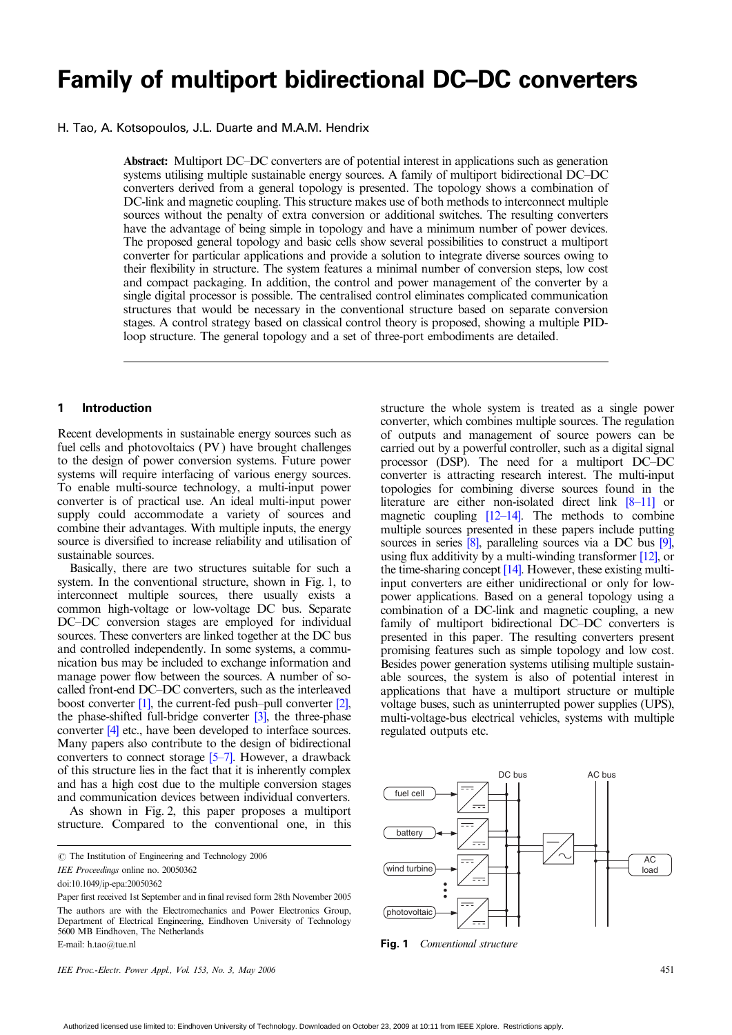# Family of multiport bidirectional DC–DC converters

H. Tao, A. Kotsopoulos, J.L. Duarte and M.A.M. Hendrix

**Abstract:** Multiport DC–DC converters are of potential interest in applications such as generation systems utilising multiple sustainable energy sources. A family of multiport bidirectional DC–DC converters derived from a general topology is presented. The topology shows a combination of DC-link and magnetic coupling. This structure makes use of both methods to interconnect multiple sources without the penalty of extra conversion or additional switches. The resulting converters have the advantage of being simple in topology and have a minimum number of power devices. The proposed general topology and basic cells show several possibilities to construct a multiport converter for particular applications and provide a solution to integrate diverse sources owing to their flexibility in structure. The system features a minimal number of conversion steps, low cost and compact packaging. In addition, the control and power management of the converter by a single digital processor is possible. The centralised control eliminates complicated communication structures that would be necessary in the conventional structure based on separate conversion stages. A control strategy based on classical control theory is proposed, showing a multiple PID-loop structure. The general topology and a set of three-port embodiments are detailed.

## 1 Introduction

Recent developments in sustainable energy sources such as fuel cells and photovoltaics (PV) have brought challenges to the design of power conversion systems. Future power systems will require interfacing of various energy sources. To enable multi-source technology, a multi-input power converter is of practical use. An ideal multi-input power supply could accommodate a variety of sources and combine their advantages. With multiple inputs, the energy source is diversified to increase reliability and utilisation of sustainable sources.

Basically, there are two structures suitable for such a system. In the conventional structure, shown in Fig. 1, to interconnect multiple sources, there usually exists a common high-voltage or low-voltage DC bus. Separate DC–DC conversion stages are employed for individual sources. These converters are linked together at the DC bus and controlled independently. In some systems, a communication bus may be included to exchange information and manage power flow between the sources. A number of so-called front-end DC–DC converters, such as the interleaved boost converter [1], the current-fed push–pull converter [2], the phase-shifted full-bridge converter [3], the three-phase converter [4] etc., have been developed to interface sources. Many papers also contribute to the design of bidirectional converters to connect storage [5–7]. However, a drawback of this structure lies in the fact that it is inherently complex and has a high cost due to the multiple conversion stages and communication devices between individual converters.

As shown in Fig. 2, this paper proposes a multiport structure. Compared to the conventional one, in this structure the whole system is treated as a single power converter, which combines multiple sources. The regulation of outputs and management of source powers can be carried out by a powerful controller, such as a digital signal processor (DSP). The need for a multiport DC–DC converter is attracting research interest. The multi-input topologies for combining diverse sources found in the literature are either non-isolated direct link [8–11] or magnetic coupling [12–14]. The methods to combine multiple sources presented in these papers include putting sources in series [8], paralleling sources via a DC bus [9], using flux additivity by a multi-winding transformer [12], or the time-sharing concept [14]. However, these existing multi-input converters are either unidirectional or only for low-power applications. Based on a general topology using a combination of a DC-link and magnetic coupling, a new family of multiport bidirectional DC–DC converters is presented in this paper. The resulting converters present promising features such as simple topology and low cost. Besides power generation systems utilising multiple sustainable sources, the system is also of potential interest in applications that have a multiport structure or multiple voltage buses, such as uninterrupted power supplies (UPS), multi-voltage-bus electrical vehicles, systems with multiple regulated outputs etc.

**Fig. 1** *Conventional structure*

© The Institution of Engineering and Technology 2006

*IEE Proceedings* online no. 20050362

doi:10.1049/ip-epa:20050362

Paper first received 1st September and in final revised form 28th November 2005

The authors are with the Electromechanics and Power Electronics Group, Department of Electrical Engineering, Eindhoven University of Technology 5600 MB Eindhoven, The Netherlands

E-mail: h.tao@tue.nl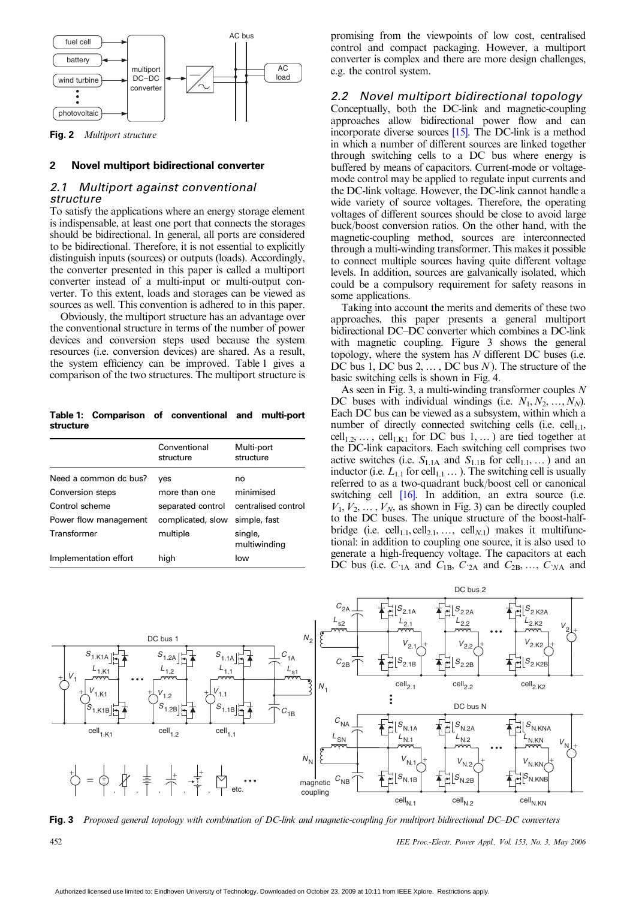Fig. 2 *Multiport structure*

## 2 Novel multiport bidirectional converter

### 2.1 Multiport against conventional structure

To satisfy the applications where an energy storage element is indispensable, at least one port that connects the storages should be bidirectional. In general, all ports are considered to be bidirectional. Therefore, it is not essential to explicitly distinguish inputs (sources) or outputs (loads). Accordingly, the converter presented in this paper is called a multiport converter instead of a multi-input or multi-output converter. To this extent, loads and storages can be viewed as sources as well. This convention is adhered to in this paper.

Obviously, the multiport structure has an advantage over the conventional structure in terms of the number of power devices and conversion steps used because the system resources (i.e. conversion devices) are shared. As a result, the system efficiency can be improved. Table 1 gives a comparison of the two structures. The multiport structure is promising from the viewpoints of low cost, centralised control and compact packaging. However, a multiport converter is complex and there are more design challenges, e.g. the control system.

**Table 1: Comparison of conventional and multi-port structure**

| | Conventional structure | Multi-port structure |
|---|---|---|
| Need a common dc bus? | yes | no |
| Conversion steps | more than one | minimised |
| Control scheme | separated control | centralised control |
| Power flow management | complicated, slow | simple, fast |
| Transformer | multiple | single, multiwinding |
| Implementation effort | high | low |

### 2.2 Novel multiport bidirectional topology

Conceptually, both the DC-link and magnetic-coupling approaches allow bidirectional power flow and can incorporate diverse sources [15]. The DC-link is a method in which a number of different sources are linked together through switching cells to a DC bus where energy is buffered by means of capacitors. Current-mode or voltage-mode control may be applied to regulate input currents and the DC-link voltage. However, the DC-link cannot handle a wide variety of source voltages. Therefore, the operating voltages of different sources should be close to avoid large buck/boost conversion ratios. On the other hand, with the magnetic-coupling method, sources are interconnected through a multi-winding transformer. This makes it possible to connect multiple sources having quite different voltage levels. In addition, sources are galvanically isolated, which could be a compulsory requirement for safety reasons in some applications.

Taking into account the merits and demerits of these two approaches, this paper presents a general multiport bidirectional DC–DC converter which combines a DC-link with magnetic coupling. Figure 3 shows the general topology, where the system has $N$ different DC buses (i.e. DC bus 1, DC bus 2, $\ldots$, DC bus $N$). The structure of the basic switching cells is shown in Fig. 4.

As seen in Fig. 3, a multi-winding transformer couples $N$ DC buses with individual windings (i.e. $N_1, N_2, \ldots, N_N$). Each DC bus can be viewed as a subsystem, within which a number of directly connected switching cells (i.e. cell$_{1.1}$, cell$_{1.2}$, $\ldots$, cell$_{1.K1}$ for DC bus 1, $\ldots$) are tied together at the DC-link capacitors. Each switching cell comprises two active switches (i.e. $S_{1.1A}$ and $S_{1.1B}$ for cell$_{1.1}$, $\ldots$) and an inductor (i.e. $L_{1.1}$ for cell$_{1.1}$ $\ldots$). The switching cell is usually referred to as a two-quadrant buck/boost cell or canonical switching cell [16]. In addition, an extra source (i.e. $V_1, V_2, \ldots, V_N$, as shown in Fig. 3) can be directly coupled to the DC buses. The unique structure of the boost-half-bridge (i.e. cell$_{1.1}$, cell$_{2.1}$, $\ldots$, cell$_{N.1}$) makes it multifunctional: in addition to coupling one source, it is also used to generate a high-frequency voltage. The capacitors at each DC bus (i.e. $C_{1A}$ and $C_{1B}$, $C_{2A}$ and $C_{2B}$, $\ldots$, $C_{NA}$ and

Fig. 3 *Proposed general topology with combination of DC-link and magnetic-coupling for multiport bidirectional DC–DC converters*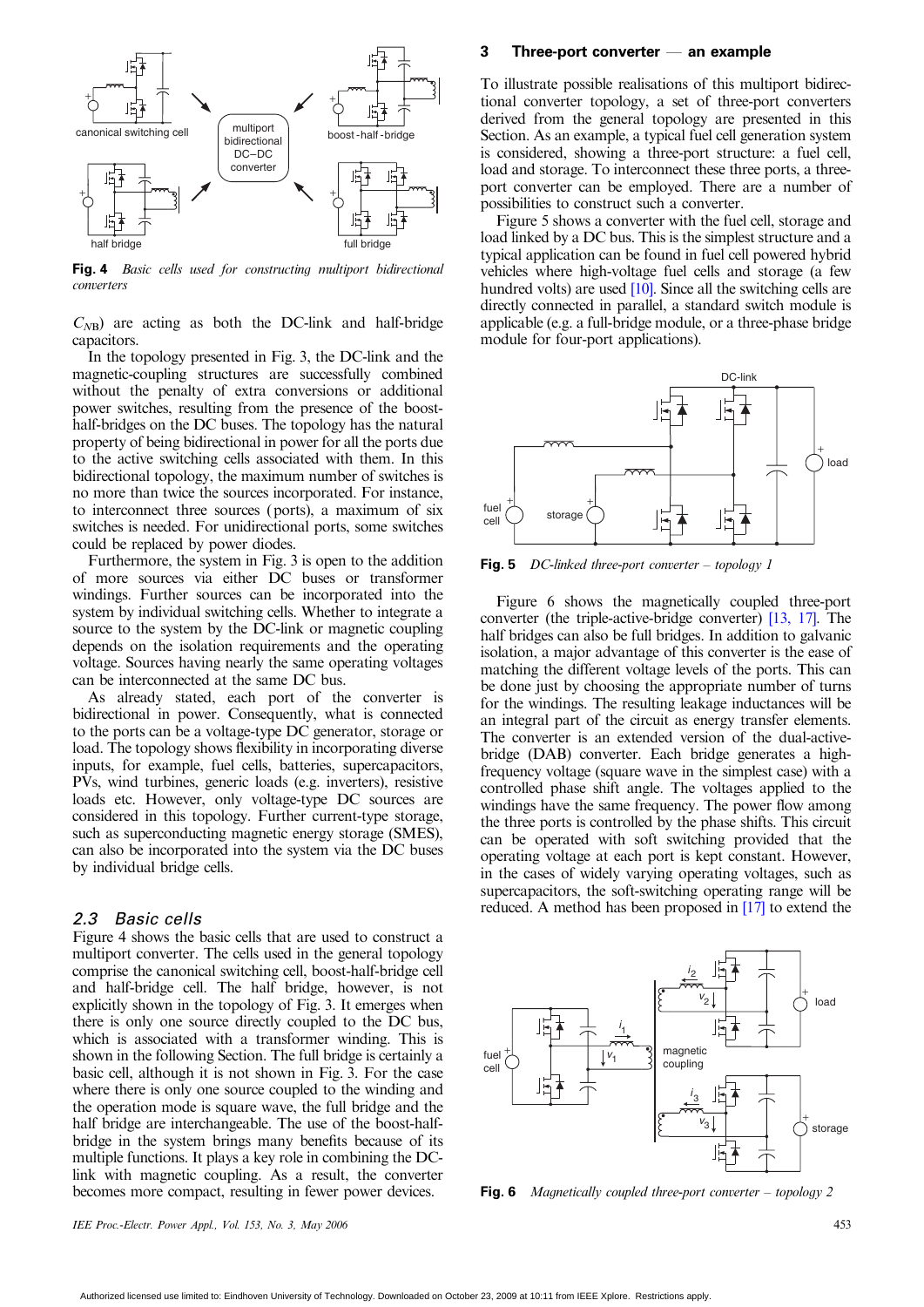Fig. 4 *Basic cells used for constructing multiport bidirectional converters*

$C_{NB}$) are acting as both the DC-link and half-bridge capacitors.

In the topology presented in Fig. 3, the DC-link and the magnetic-coupling structures are successfully combined without the penalty of extra conversions or additional power switches, resulting from the presence of the boost-half-bridges on the DC buses. The topology has the natural property of being bidirectional in power for all the ports due to the active switching cells associated with them. In this bidirectional topology, the maximum number of switches is no more than twice the sources incorporated. For instance, to interconnect three sources (ports), a maximum of six switches is needed. For unidirectional ports, some switches could be replaced by power diodes.

Furthermore, the system in Fig. 3 is open to the addition of more sources via either DC buses or transformer windings. Further sources can be incorporated into the system by individual switching cells. Whether to integrate a source to the system by the DC-link or magnetic coupling depends on the isolation requirements and the operating voltage. Sources having nearly the same operating voltages can be interconnected at the same DC bus.

As already stated, each port of the converter is bidirectional in power. Consequently, what is connected to the ports can be a voltage-type DC generator, storage or load. The topology shows flexibility in incorporating diverse inputs, for example, fuel cells, batteries, supercapacitors, PVs, wind turbines, generic loads (e.g. inverters), resistive loads etc. However, only voltage-type DC sources are considered in this topology. Further current-type storage, such as superconducting magnetic energy storage (SMES), can also be incorporated into the system via the DC buses by individual bridge cells.

### 2.3 Basic cells

Figure 4 shows the basic cells that are used to construct a multiport converter. The cells used in the general topology comprise the canonical switching cell, boost-half-bridge cell and half-bridge cell. The half bridge, however, is not explicitly shown in the topology of Fig. 3. It emerges when there is only one source directly coupled to the DC bus, which is associated with a transformer winding. This is shown in the following Section. The full bridge is certainly a basic cell, although it is not shown in Fig. 3. For the case where there is only one source coupled to the winding and the operation mode is square wave, the full bridge and the half bridge are interchangeable. The use of the boost-half-bridge in the system brings many benefits because of its multiple functions. It plays a key role in combining the DC-link with magnetic coupling. As a result, the converter becomes more compact, resulting in fewer power devices.

## 3 Three-port converter — an example

To illustrate possible realisations of this multiport bidirectional converter topology, a set of three-port converters derived from the general topology are presented in this Section. As an example, a typical fuel cell generation system is considered, showing a three-port structure: a fuel cell, load and storage. To interconnect these three ports, a three-port converter can be employed. There are a number of possibilities to construct such a converter.

Figure 5 shows a converter with the fuel cell, storage and load linked by a DC bus. This is the simplest structure and a typical application can be found in fuel cell powered hybrid vehicles where high-voltage fuel cells and storage (a few hundred volts) are used [10]. Since all the switching cells are directly connected in parallel, a standard switch module is applicable (e.g. a full-bridge module, or a three-phase bridge module for four-port applications).

Fig. 5 *DC-linked three-port converter – topology 1*

Figure 6 shows the magnetically coupled three-port converter (the triple-active-bridge converter) [13, 17]. The half bridges can also be full bridges. In addition to galvanic isolation, a major advantage of this converter is the ease of matching the different voltage levels of the ports. This can be done just by choosing the appropriate number of turns for the windings. The resulting leakage inductances will be an integral part of the circuit as energy transfer elements. The converter is an extended version of the dual-active-bridge (DAB) converter. Each bridge generates a high-frequency voltage (square wave in the simplest case) with a controlled phase shift angle. The voltages applied to the windings have the same frequency. The power flow among the three ports is controlled by the phase shifts. This circuit can be operated with soft switching provided that the operating voltage at each port is kept constant. However, in the cases of widely varying operating voltages, such as supercapacitors, the soft-switching operating range will be reduced. A method has been proposed in [17] to extend the

Fig. 6 *Magnetically coupled three-port converter – topology 2*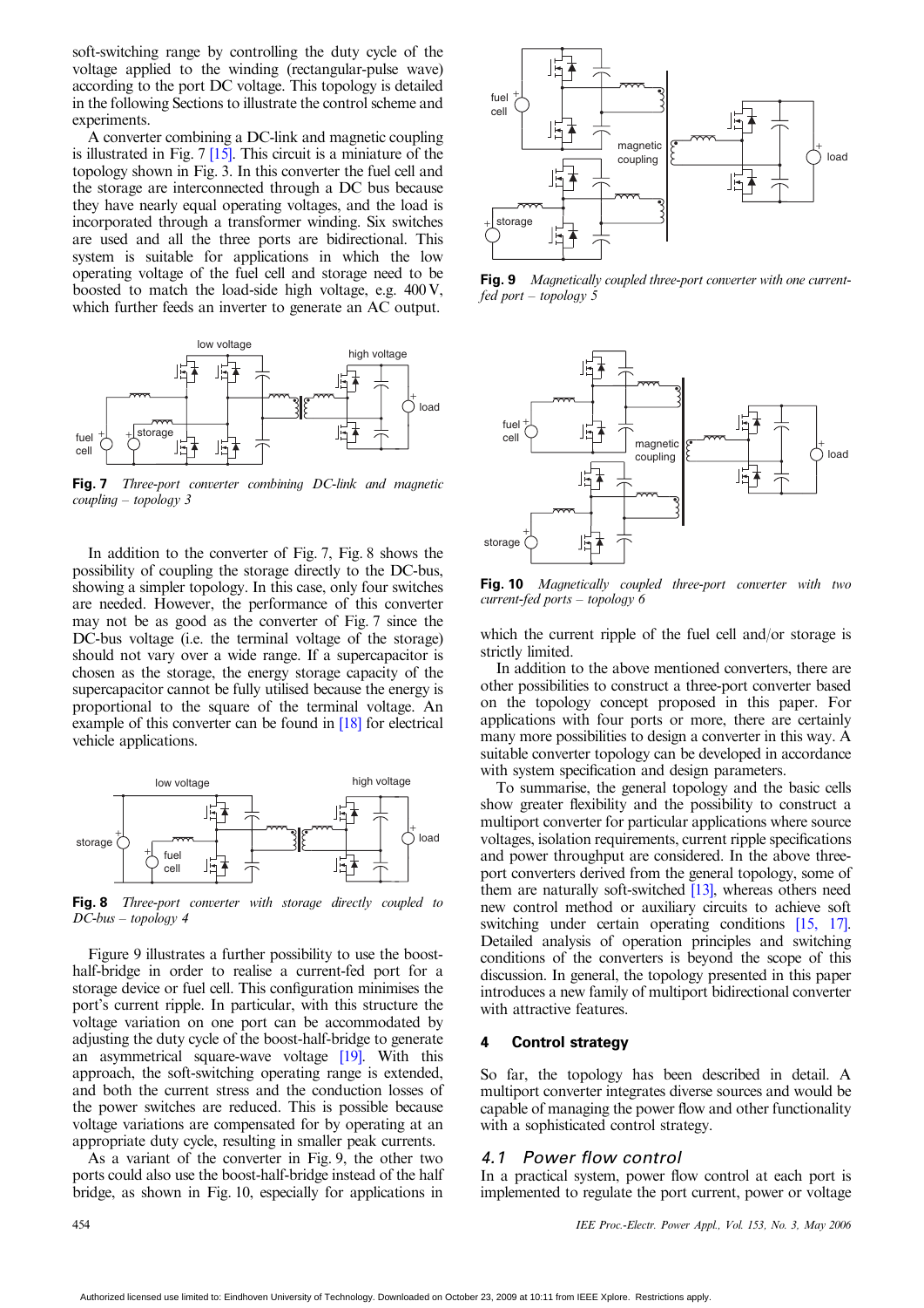soft-switching range by controlling the duty cycle of the voltage applied to the winding (rectangular-pulse wave) according to the port DC voltage. This topology is detailed in the following Sections to illustrate the control scheme and experiments.

A converter combining a DC-link and magnetic coupling is illustrated in Fig. 7 [15]. This circuit is a miniature of the topology shown in Fig. 3. In this converter the fuel cell and the storage are interconnected through a DC bus because they have nearly equal operating voltages, and the load is incorporated through a transformer winding. Six switches are used and all the three ports are bidirectional. This system is suitable for applications in which the low operating voltage of the fuel cell and storage need to be boosted to match the load-side high voltage, e.g. 400 V, which further feeds an inverter to generate an AC output.

**Fig. 7** *Three-port converter combining DC-link and magnetic coupling – topology 3*

In addition to the converter of Fig. 7, Fig. 8 shows the possibility of coupling the storage directly to the DC-bus, showing a simpler topology. In this case, only four switches are needed. However, the performance of this converter may not be as good as the converter of Fig. 7 since the DC-bus voltage (i.e. the terminal voltage of the storage) should not vary over a wide range. If a supercapacitor is chosen as the storage, the energy storage capacity of the supercapacitor cannot be fully utilised because the energy is proportional to the square of the terminal voltage. An example of this converter can be found in [18] for electrical vehicle applications.

**Fig. 8** *Three-port converter with storage directly coupled to DC-bus – topology 4*

Figure 9 illustrates a further possibility to use the boost-half-bridge in order to realise a current-fed port for a storage device or fuel cell. This configuration minimises the port's current ripple. In particular, with this structure the voltage variation on one port can be accommodated by adjusting the duty cycle of the boost-half-bridge to generate an asymmetrical square-wave voltage [19]. With this approach, the soft-switching operating range is extended, and both the current stress and the conduction losses of the power switches are reduced. This is possible because voltage variations are compensated for by operating at an appropriate duty cycle, resulting in smaller peak currents.

As a variant of the converter in Fig. 9, the other two ports could also use the boost-half-bridge instead of the half bridge, as shown in Fig. 10, especially for applications in which the current ripple of the fuel cell and/or storage is strictly limited.

**Fig. 9** *Magnetically coupled three-port converter with one current-fed port – topology 5*

**Fig. 10** *Magnetically coupled three-port converter with two current-fed ports – topology 6*

In addition to the above mentioned converters, there are other possibilities to construct a three-port converter based on the topology concept proposed in this paper. For applications with four ports or more, there are certainly many more possibilities to design a converter in this way. A suitable converter topology can be developed in accordance with system specification and design parameters.

To summarise, the general topology and the basic cells show greater flexibility and the possibility to construct a multiport converter for particular applications where source voltages, isolation requirements, current ripple specifications and power throughput are considered. In the above three-port converters derived from the general topology, some of them are naturally soft-switched [13], whereas others need new control method or auxiliary circuits to achieve soft switching under certain operating conditions [15, 17]. Detailed analysis of operation principles and switching conditions of the converters is beyond the scope of this discussion. In general, the topology presented in this paper introduces a new family of multiport bidirectional converter with attractive features.

## 4 Control strategy

So far, the topology has been described in detail. A multiport converter integrates diverse sources and would be capable of managing the power flow and other functionality with a sophisticated control strategy.

### 4.1 Power flow control

In a practical system, power flow control at each port is implemented to regulate the port current, power or voltage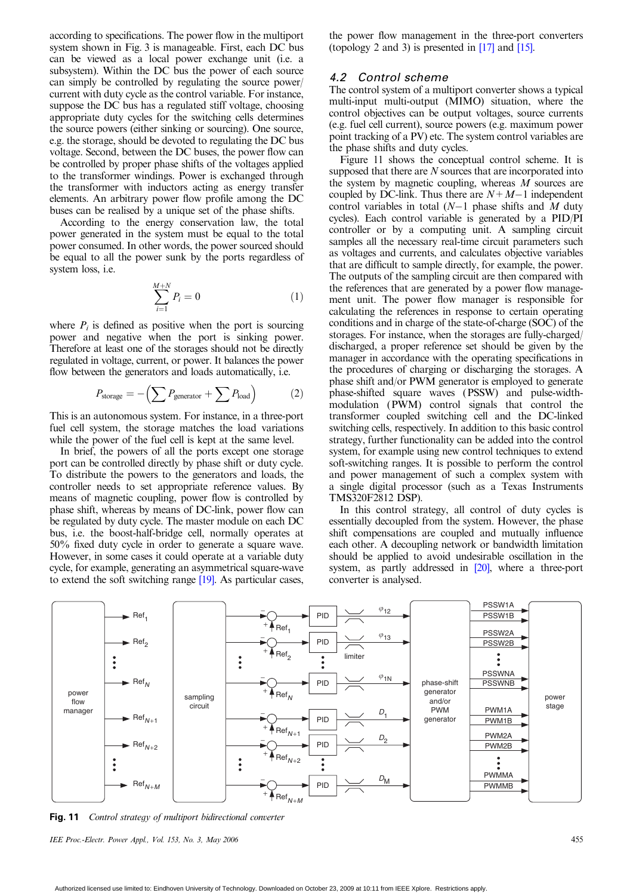according to specifications. The power flow in the multiport system shown in Fig. 3 is manageable. First, each DC bus can be viewed as a local power exchange unit (i.e. a subsystem). Within the DC bus the power of each source can simply be controlled by regulating the source power/current with duty cycle as the control variable. For instance, suppose the DC bus has a regulated stiff voltage, choosing appropriate duty cycles for the switching cells determines the source powers (either sinking or sourcing). One source, e.g. the storage, should be devoted to regulating the DC bus voltage. Second, between the DC buses, the power flow can be controlled by proper phase shifts of the voltages applied to the transformer windings. Power is exchanged through the transformer with inductors acting as energy transfer elements. An arbitrary power flow profile among the DC buses can be realised by a unique set of the phase shifts.

According to the energy conservation law, the total power generated in the system must be equal to the total power consumed. In other words, the power sourced should be equal to all the power sunk by the ports regardless of system loss, i.e.

$$\sum_{i=1}^{M+N} P_i = 0 \tag{1}$$

where $P_i$ is defined as positive when the port is sourcing power and negative when the port is sinking power. Therefore at least one of the storages should not be directly regulated in voltage, current, or power. It balances the power flow between the generators and loads automatically, i.e.

$$P_{\text{storage}} = -\left(\sum P_{\text{generator}} + \sum P_{\text{load}}\right) \tag{2}$$

This is an autonomous system. For instance, in a three-port fuel cell system, the storage matches the load variations while the power of the fuel cell is kept at the same level.

In brief, the powers of all the ports except one storage port can be controlled directly by phase shift or duty cycle. To distribute the powers to the generators and loads, the controller needs to set appropriate reference values. By means of magnetic coupling, power flow is controlled by phase shift, whereas by means of DC-link, power flow can be regulated by duty cycle. The master module on each DC bus, i.e. the boost-half-bridge cell, normally operates at 50% fixed duty cycle in order to generate a square wave. However, in some cases it could operate at a variable duty cycle, for example, generating an asymmetrical square-wave to extend the soft switching range [19]. As particular cases, the power flow management in the three-port converters (topology 2 and 3) is presented in [17] and [15].

### 4.2 Control scheme

The control system of a multiport converter shows a typical multi-input multi-output (MIMO) situation, where the control objectives can be output voltages, source currents (e.g. fuel cell current), source powers (e.g. maximum power point tracking of a PV) etc. The system control variables are the phase shifts and duty cycles.

Figure 11 shows the conceptual control scheme. It is supposed that there are $N$ sources that are incorporated into the system by magnetic coupling, whereas $M$ sources are coupled by DC-link. Thus there are $N+M-1$ independent control variables in total ($N-1$ phase shifts and $M$ duty cycles). Each control variable is generated by a PID/PI controller or by a computing unit. A sampling circuit samples all the necessary real-time circuit parameters such as voltages and currents, and calculates objective variables that are difficult to sample directly, for example, the power. The outputs of the sampling circuit are then compared with the references that are generated by a power flow management unit. The power flow manager is responsible for calculating the references in response to certain operating conditions and in charge of the state-of-charge (SOC) of the storages. For instance, when the storages are fully-charged/discharged, a proper reference set should be given by the manager in accordance with the operating specifications in the procedures of charging or discharging the storages. A phase shift and/or PWM generator is employed to generate phase-shifted square waves (PSSW) and pulse-width-modulation (PWM) control signals that control the transformer coupled switching cell and the DC-linked switching cells, respectively. In addition to this basic control strategy, further functionality can be added into the control system, for example using new control techniques to extend soft-switching ranges. It is possible to perform the control and power management of such a complex system with a single digital processor (such as a Texas Instruments TMS320F2812 DSP).

In this control strategy, all control of duty cycles is essentially decoupled from the system. However, the phase shift compensations are coupled and mutually influence each other. A decoupling network or bandwidth limitation should be applied to avoid undesirable oscillation in the system, as partly addressed in [20], where a three-port converter is analysed.

power flow manager
$\text{Ref}_1$
$\text{Ref}_2$
$\text{Ref}_N$
$\text{Ref}_{N+1}$
$\text{Ref}_{N+2}$
$\text{Ref}_{N+M}$
sampling circuit
PID
limiter
$\varphi_{12}$
$\varphi_{13}$
$\varphi_{1N}$
$D_1$
$D_2$
$D_M$
phase-shift generator and/or PWM generator
PSSW1A
PSSW1B
PSSW2A
PSSW2B
PSSWNA
PSSWNB
PWM1A
PWM1B
PWM2A
PWM2B
PWMMA
PWMMB
power stage

**Fig. 11** *Control strategy of multiport bidirectional converter*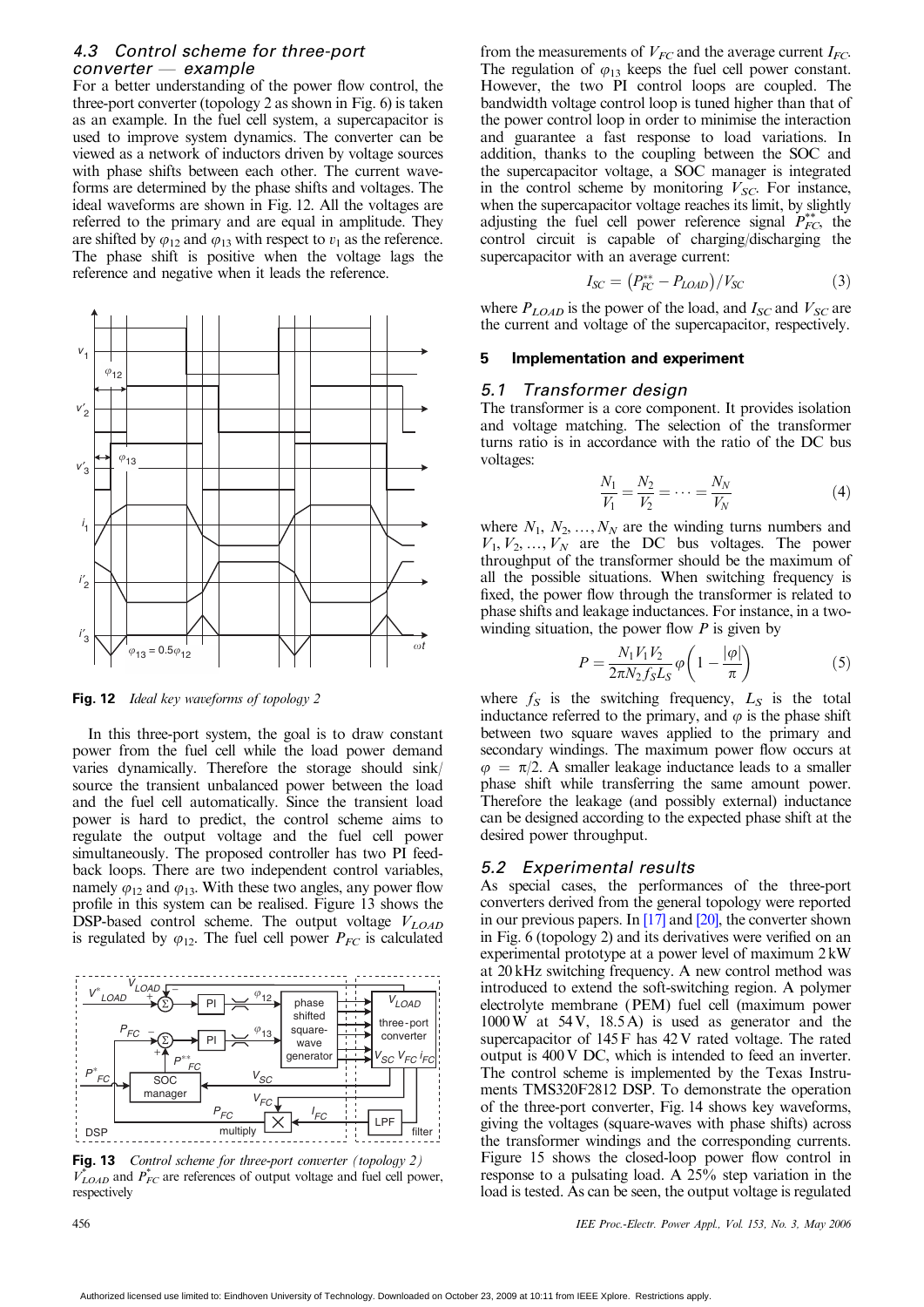### 4.3 Control scheme for three-port converter — example

For a better understanding of the power flow control, the three-port converter (topology 2 as shown in Fig. 6) is taken as an example. In the fuel cell system, a supercapacitor is used to improve system dynamics. The converter can be viewed as a network of inductors driven by voltage sources with phase shifts between each other. The current waveforms are determined by the phase shifts and voltages. The ideal waveforms are shown in Fig. 12. All the voltages are referred to the primary and are equal in amplitude. They are shifted by $\varphi_{12}$ and $\varphi_{13}$ with respect to $v_1$ as the reference. The phase shift is positive when the voltage lags the reference and negative when it leads the reference.

**Fig. 12** *Ideal key waveforms of topology 2*

In this three-port system, the goal is to draw constant power from the fuel cell while the load power demand varies dynamically. Therefore the storage should sink/source the transient unbalanced power between the load and the fuel cell automatically. Since the transient load power is hard to predict, the control scheme aims to regulate the output voltage and the fuel cell power simultaneously. The proposed controller has two PI feedback loops. There are two independent control variables, namely $\varphi_{12}$ and $\varphi_{13}$. With these two angles, any power flow profile in this system can be realised. Figure 13 shows the DSP-based control scheme. The output voltage $V_{LOAD}$ is regulated by $\varphi_{12}$. The fuel cell power $P_{FC}$ is calculated from the measurements of $V_{FC}$ and the average current $I_{FC}$. The regulation of $\varphi_{13}$ keeps the fuel cell power constant. However, the two PI control loops are coupled. The bandwidth voltage control loop is tuned higher than that of the power control loop in order to minimise the interaction and guarantee a fast response to load variations. In addition, thanks to the coupling between the SOC and the supercapacitor voltage, a SOC manager is integrated in the control scheme by monitoring $V_{SC}$. For instance, when the supercapacitor voltage reaches its limit, by slightly adjusting the fuel cell power reference signal $P^{**}_{FC}$, the control circuit is capable of charging/discharging the supercapacitor with an average current:

**Fig. 13** *Control scheme for three-port converter (topology 2)*
$V^*_{LOAD}$ and $P^*_{FC}$ are references of output voltage and fuel cell power, respectively

$$I_{SC} = \left(P^{**}_{FC} - P_{LOAD}\right)/V_{SC} \tag{3}$$

where $P_{LOAD}$ is the power of the load, and $I_{SC}$ and $V_{SC}$ are the current and voltage of the supercapacitor, respectively.

## 5 Implementation and experiment

### 5.1 Transformer design

The transformer is a core component. It provides isolation and voltage matching. The selection of the transformer turns ratio is in accordance with the ratio of the DC bus voltages:

$$\frac{N_1}{V_1} = \frac{N_2}{V_2} = \cdots = \frac{N_N}{V_N} \tag{4}$$

where $N_1, N_2, \ldots, N_N$ are the winding turns numbers and $V_1, V_2, \ldots, V_N$ are the DC bus voltages. The power throughput of the transformer should be the maximum of all the possible situations. When switching frequency is fixed, the power flow through the transformer is related to phase shifts and leakage inductances. For instance, in a two-winding situation, the power flow $P$ is given by

$$P = \frac{N_1 V_1 V_2}{2\pi N_2 f_S L_S}\varphi\left(1 - \frac{|\varphi|}{\pi}\right) \tag{5}$$

where $f_S$ is the switching frequency, $L_S$ is the total inductance referred to the primary, and $\varphi$ is the phase shift between two square waves applied to the primary and secondary windings. The maximum power flow occurs at $\varphi = \pi/2$. A smaller leakage inductance leads to a smaller phase shift while transferring the same amount power. Therefore the leakage (and possibly external) inductance can be designed according to the expected phase shift at the desired power throughput.

### 5.2 Experimental results

As special cases, the performances of the three-port converters derived from the general topology were reported in our previous papers. In [17] and [20], the converter shown in Fig. 6 (topology 2) and its derivatives were verified on an experimental prototype at a power level of maximum 2 kW at 20 kHz switching frequency. A new control method was introduced to extend the soft-switching region. A polymer electrolyte membrane (PEM) fuel cell (maximum power 1000 W at 54 V, 18.5 A) is used as generator and the supercapacitor of 145 F has 42 V rated voltage. The rated output is 400 V DC, which is intended to feed an inverter. The control scheme is implemented by the Texas Instruments TMS320F2812 DSP. To demonstrate the operation of the three-port converter, Fig. 14 shows key waveforms, giving the voltages (square-waves with phase shifts) across the transformer windings and the corresponding currents. Figure 15 shows the closed-loop power flow control in response to a pulsating load. A 25% step variation in the load is tested. As can be seen, the output voltage is regulated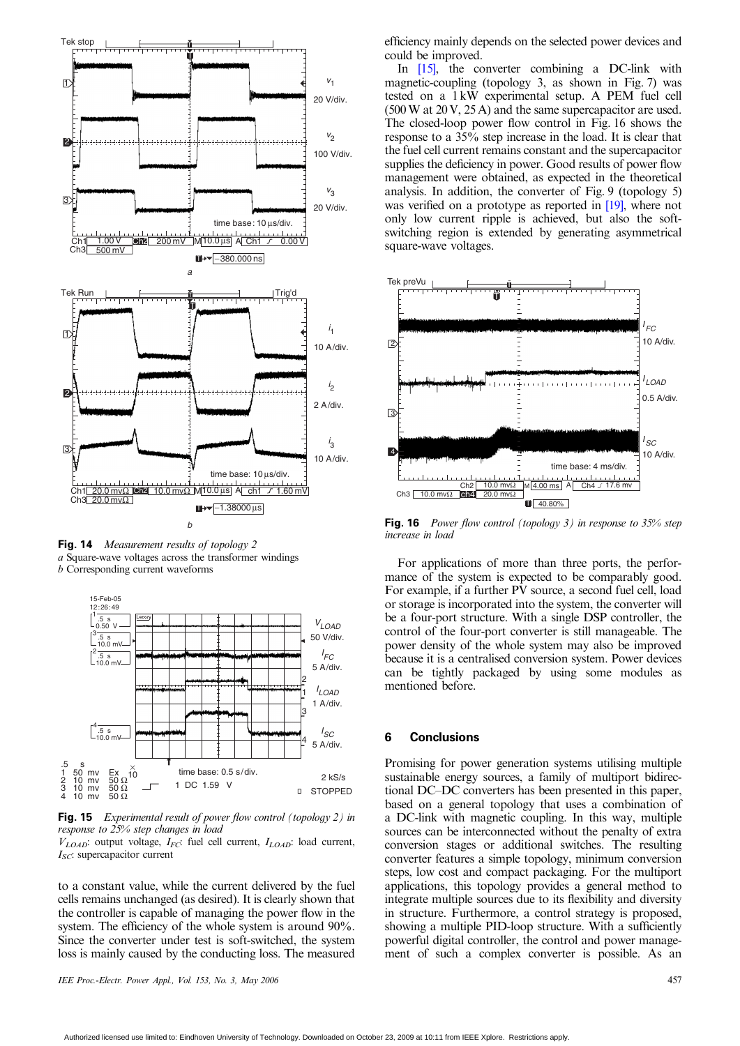**Fig. 14** *Measurement results of topology 2*
*a* Square-wave voltages across the transformer windings
*b* Corresponding current waveforms

**Fig. 15** *Experimental result of power flow control (topology 2) in response to 25% step changes in load*
$V_{LOAD}$: output voltage, $I_{FC}$: fuel cell current, $I_{LOAD}$: load current, $I_{SC}$: supercapacitor current

to a constant value, while the current delivered by the fuel cells remains unchanged (as desired). It is clearly shown that the controller is capable of managing the power flow in the system. The efficiency of the whole system is around 90%. Since the converter under test is soft-switched, the system loss is mainly caused by the conducting loss. The measured efficiency mainly depends on the selected power devices and could be improved.

In [15], the converter combining a DC-link with magnetic-coupling (topology 3, as shown in Fig. 7) was tested on a 1 kW experimental setup. A PEM fuel cell (500 W at 20 V, 25 A) and the same supercapacitor are used. The closed-loop power flow control in Fig. 16 shows the response to a 35% step increase in the load. It is clear that the fuel cell current remains constant and the supercapacitor supplies the deficiency in power. Good results of power flow management were obtained, as expected in the theoretical analysis. In addition, the converter of Fig. 9 (topology 5) was verified on a prototype as reported in [19], where not only low current ripple is achieved, but also the soft-switching region is extended by generating asymmetrical square-wave voltages.

**Fig. 16** *Power flow control (topology 3) in response to 35% step increase in load*

For applications of more than three ports, the performance of the system is expected to be comparably good. For example, if a further PV source, a second fuel cell, load or storage is incorporated into the system, the converter will be a four-port structure. With a single DSP controller, the control of the four-port converter is still manageable. The power density of the whole system may also be improved because it is a centralised conversion system. Power devices can be tightly packaged by using some modules as mentioned before.

## 6 Conclusions

Promising for power generation systems utilising multiple sustainable energy sources, a family of multiport bidirectional DC–DC converters has been presented in this paper, based on a general topology that uses a combination of a DC-link with magnetic coupling. In this way, multiple sources can be interconnected without the penalty of extra conversion stages or additional switches. The resulting converter features a simple topology, minimum conversion steps, low cost and compact packaging. For the multiport applications, this topology provides a general method to integrate multiple sources due to its flexibility and diversity in structure. Furthermore, a control strategy is proposed, showing a multiple PID-loop structure. With a sufficiently powerful digital controller, the control and power management of such a complex converter is possible. As an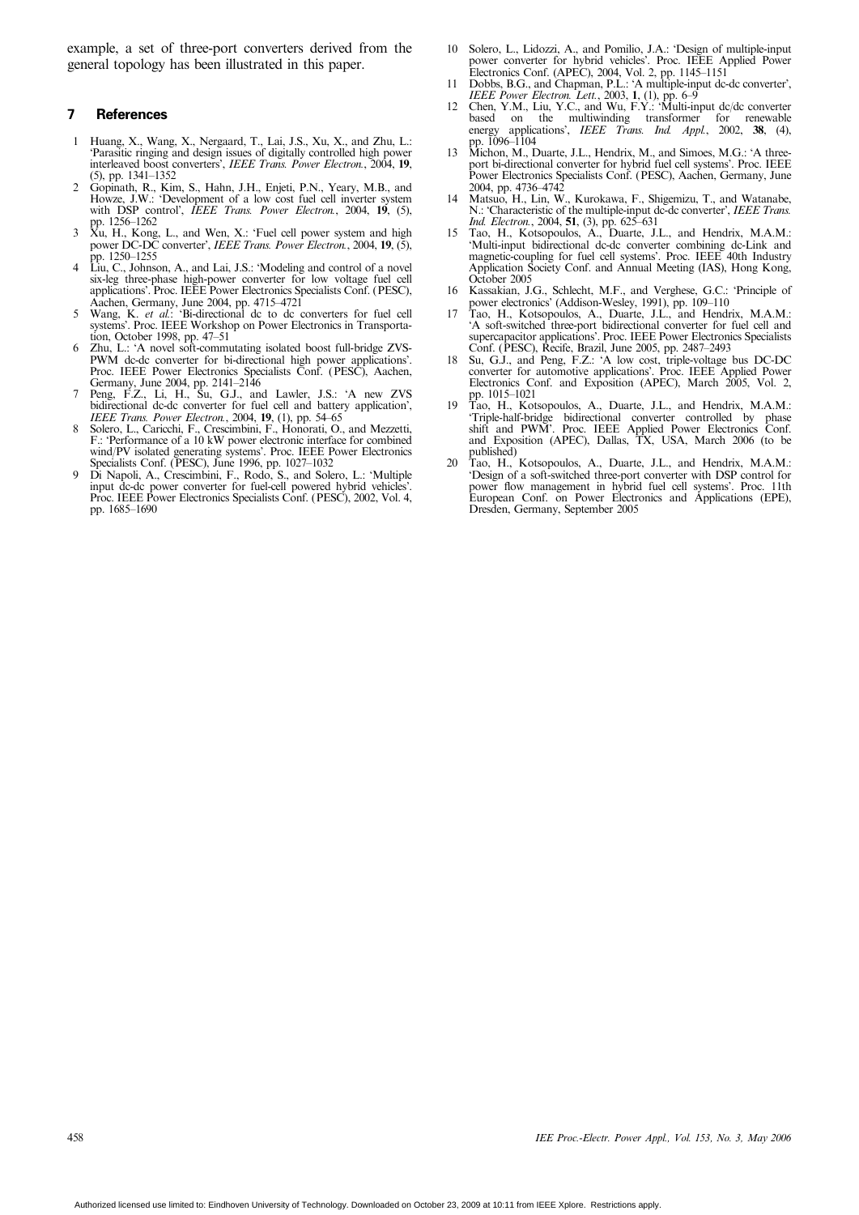example, a set of three-port converters derived from the general topology has been illustrated in this paper.

## 7 References

1. Huang, X., Wang, X., Nergaard, T., Lai, J.S., Xu, X., and Zhu, L.: 'Parasitic ringing and design issues of digitally controlled high power interleaved boost converters', *IEEE Trans. Power Electron.*, 2004, **19**, (5), pp. 1341–1352
2. Gopinath, R., Kim, S., Hahn, J.H., Enjeti, P.N., Yeary, M.B., and Howze, J.W.: 'Development of a low cost fuel cell inverter system with DSP control', *IEEE Trans. Power Electron.*, 2004, **19**, (5), pp. 1256–1262
3. Xu, H., Kong, L., and Wen, X.: 'Fuel cell power system and high power DC-DC converter', *IEEE Trans. Power Electron.*, 2004, **19**, (5), pp. 1250–1255
4. Liu, C., Johnson, A., and Lai, J.S.: 'Modeling and control of a novel six-leg three-phase high-power converter for low voltage fuel cell applications'. Proc. IEEE Power Electronics Specialists Conf. (PESC), Aachen, Germany, June 2004, pp. 4715–4721
5. Wang, K. *et al.*: 'Bi-directional dc to dc converters for fuel cell systems'. Proc. IEEE Workshop on Power Electronics in Transportation, October 1998, pp. 47–51
6. Zhu, L.: 'A novel soft-commutating isolated boost full-bridge ZVS-PWM dc-dc converter for bi-directional high power applications'. Proc. IEEE Power Electronics Specialists Conf. (PESC), Aachen, Germany, June 2004, pp. 2141–2146
7. Peng, F.Z., Li, H., Su, G.J., and Lawler, J.S.: 'A new ZVS bidirectional dc-dc converter for fuel cell and battery application', *IEEE Trans. Power Electron.*, 2004, **19**, (1), pp. 54–65
8. Solero, L., Caricchi, F., Crescimbini, F., Honorati, O., and Mezzetti, F.: 'Performance of a 10 kW power electronic interface for combined wind/PV isolated generating systems'. Proc. IEEE Power Electronics Specialists Conf. (PESC), June 1996, pp. 1027–1032
9. Di Napoli, A., Crescimbini, F., Rodo, S., and Solero, L.: 'Multiple input dc-dc power converter for fuel-cell powered hybrid vehicles'. Proc. IEEE Power Electronics Specialists Conf. (PESC), 2002, Vol. 4, pp. 1685–1690
10. Solero, L., Lidozzi, A., and Pomilio, J.A.: 'Design of multiple-input power converter for hybrid vehicles'. Proc. IEEE Applied Power Electronics Conf. (APEC), 2004, Vol. 2, pp. 1145–1151
11. Dobbs, B.G., and Chapman, P.L.: 'A multiple-input dc-dc converter', *IEEE Power Electron. Lett.*, 2003, **1**, (1), pp. 6–9
12. Chen, Y.M., Liu, Y.C., and Wu, F.Y.: 'Multi-input dc/dc converter based on the multiwinding transformer for renewable energy applications', *IEEE Trans. Ind. Appl.*, 2002, **38**, (4), pp. 1096–1104
13. Michon, M., Duarte, J.L., Hendrix, M., and Simoes, M.G.: 'A three-port bi-directional converter for hybrid fuel cell systems'. Proc. IEEE Power Electronics Specialists Conf. (PESC), Aachen, Germany, June 2004, pp. 4736–4742
14. Matsuo, H., Lin, W., Kurokawa, F., Shigemizu, T., and Watanabe, N.: 'Characteristic of the multiple-input dc-dc converter', *IEEE Trans. Ind. Electron.*, 2004, **51**, (3), pp. 625–631
15. Tao, H., Kotsopoulos, A., Duarte, J.L., and Hendrix, M.A.M.: 'Multi-input bidirectional dc-dc converter combining dc-Link and magnetic-coupling for fuel cell systems'. Proc. IEEE 40th Industry Application Society Conf. and Annual Meeting (IAS), Hong Kong, October 2005
16. Kassakian, J.G., Schlecht, M.F., and Verghese, G.C.: 'Principle of power electronics' (Addison-Wesley, 1991), pp. 109–110
17. Tao, H., Kotsopoulos, A., Duarte, J.L., and Hendrix, M.A.M.: 'A soft-switched three-port bidirectional converter for fuel cell and supercapacitor applications'. Proc. IEEE Power Electronics Specialists Conf. (PESC), Recife, Brazil, June 2005, pp. 2487–2493
18. Su, G.J., and Peng, F.Z.: 'A low cost, triple-voltage bus DC-DC converter for automotive applications'. Proc. IEEE Applied Power Electronics Conf. and Exposition (APEC), March 2005, Vol. 2, pp. 1015–1021
19. Tao, H., Kotsopoulos, A., Duarte, J.L., and Hendrix, M.A.M.: 'Triple-half-bridge bidirectional converter controlled by phase shift and PWM'. Proc. IEEE Applied Power Electronics Conf. and Exposition (APEC), Dallas, TX, USA, March 2006 (to be published)
20. Tao, H., Kotsopoulos, A., Duarte, J.L., and Hendrix, M.A.M.: 'Design of a soft-switched three-port converter with DSP control for power flow management in hybrid fuel cell systems'. Proc. 11th European Conf. on Power Electronics and Applications (EPE), Dresden, Germany, September 2005